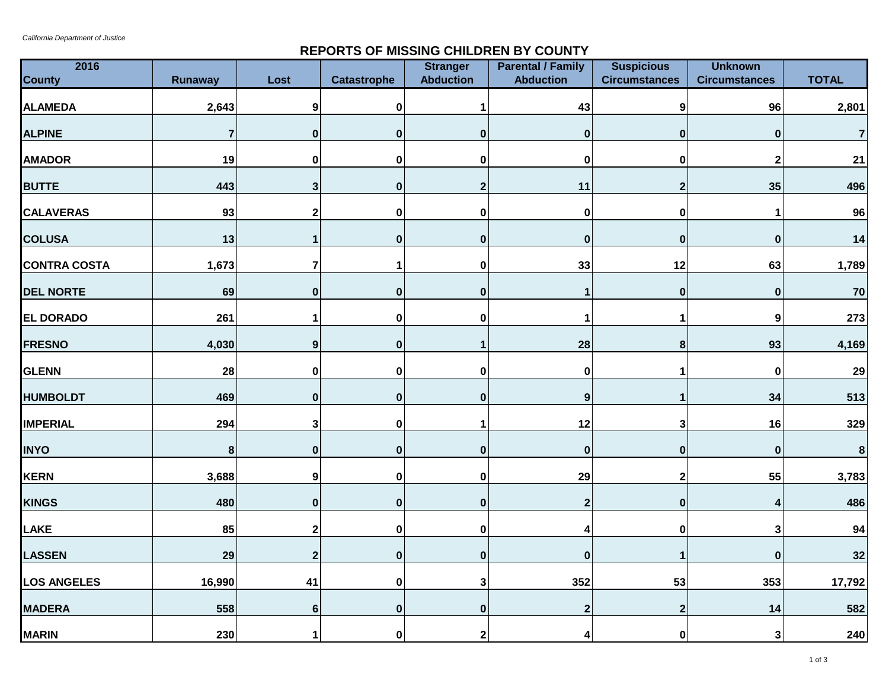*California Department of Justice*

## REPORTS OF MISSING CHILDREN BY COUNTY

| 2016 County | Runaway | Lost | Catastrophe | Stranger Abduction | Parental / Family Abduction | Suspicious Circumstances | Unknown Circumstances | TOTAL |
|---|---|---|---|---|---|---|---|---|
| ALAMEDA | 2,643 | 9 | 0 | 1 | 43 | 9 | 96 | 2,801 |
| ALPINE | 7 | 0 | 0 | 0 | 0 | 0 | 0 | 7 |
| AMADOR | 19 | 0 | 0 | 0 | 0 | 0 | 2 | 21 |
| BUTTE | 443 | 3 | 0 | 2 | 11 | 2 | 35 | 496 |
| CALAVERAS | 93 | 2 | 0 | 0 | 0 | 0 | 1 | 96 |
| COLUSA | 13 | 1 | 0 | 0 | 0 | 0 | 0 | 14 |
| CONTRA COSTA | 1,673 | 7 | 1 | 0 | 33 | 12 | 63 | 1,789 |
| DEL NORTE | 69 | 0 | 0 | 0 | 1 | 0 | 0 | 70 |
| EL DORADO | 261 | 1 | 0 | 0 | 1 | 1 | 9 | 273 |
| FRESNO | 4,030 | 9 | 0 | 1 | 28 | 8 | 93 | 4,169 |
| GLENN | 28 | 0 | 0 | 0 | 0 | 1 | 0 | 29 |
| HUMBOLDT | 469 | 0 | 0 | 0 | 9 | 1 | 34 | 513 |
| IMPERIAL | 294 | 3 | 0 | 1 | 12 | 3 | 16 | 329 |
| INYO | 8 | 0 | 0 | 0 | 0 | 0 | 0 | 8 |
| KERN | 3,688 | 9 | 0 | 0 | 29 | 2 | 55 | 3,783 |
| KINGS | 480 | 0 | 0 | 0 | 2 | 0 | 4 | 486 |
| LAKE | 85 | 2 | 0 | 0 | 4 | 0 | 3 | 94 |
| LASSEN | 29 | 2 | 0 | 0 | 0 | 1 | 0 | 32 |
| LOS ANGELES | 16,990 | 41 | 0 | 3 | 352 | 53 | 353 | 17,792 |
| MADERA | 558 | 6 | 0 | 0 | 2 | 2 | 14 | 582 |
| MARIN | 230 | 1 | 0 | 2 | 4 | 0 | 3 | 240 |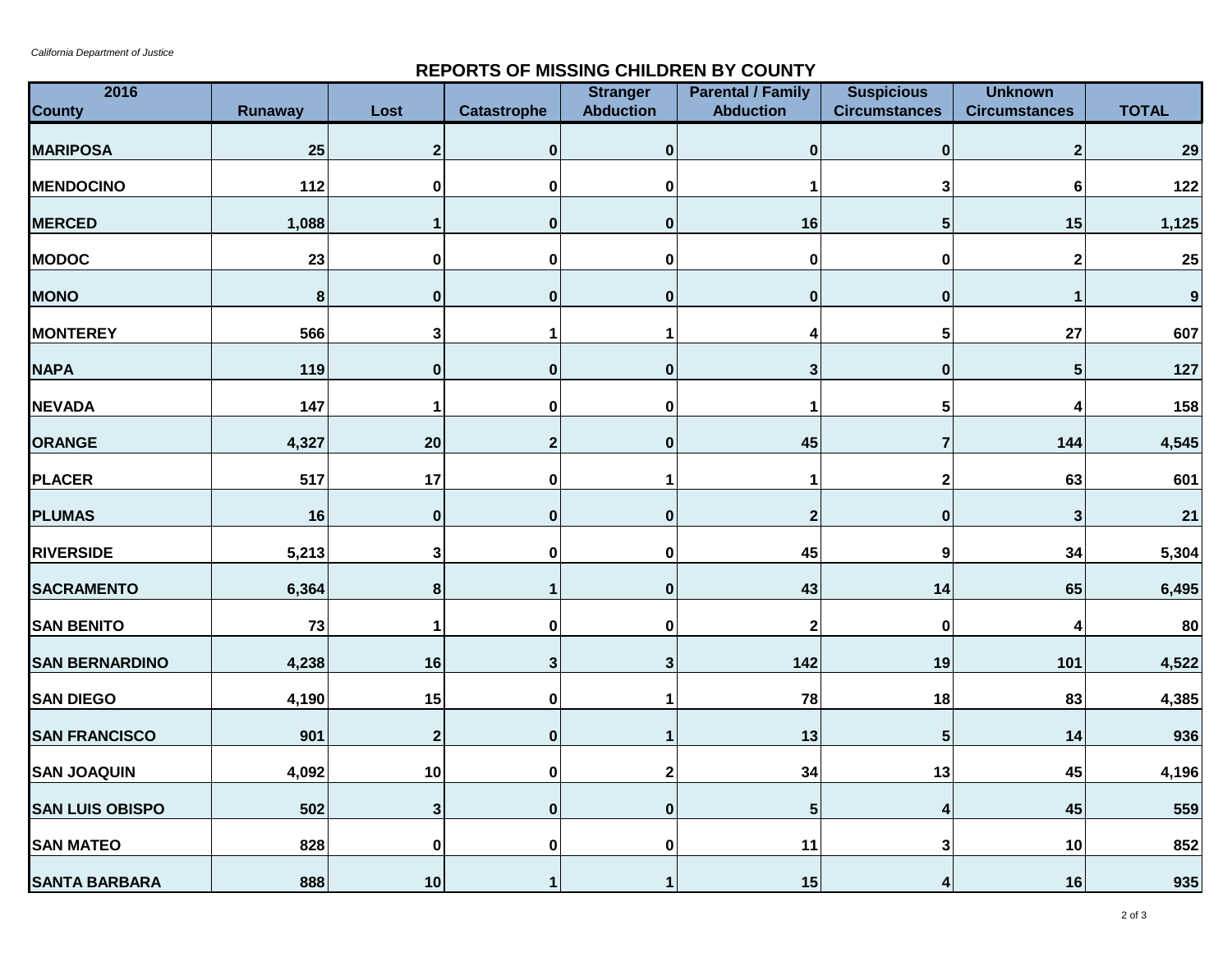*California Department of Justice*

## REPORTS OF MISSING CHILDREN BY COUNTY

| 2016 County | Runaway | Lost | Catastrophe | Stranger Abduction | Parental / Family Abduction | Suspicious Circumstances | Unknown Circumstances | TOTAL |
|---|---|---|---|---|---|---|---|---|
| MARIPOSA | 25 | 2 | 0 | 0 | 0 | 0 | 2 | 29 |
| MENDOCINO | 112 | 0 | 0 | 0 | 1 | 3 | 6 | 122 |
| MERCED | 1,088 | 1 | 0 | 0 | 16 | 5 | 15 | 1,125 |
| MODOC | 23 | 0 | 0 | 0 | 0 | 0 | 2 | 25 |
| MONO | 8 | 0 | 0 | 0 | 0 | 0 | 1 | 9 |
| MONTEREY | 566 | 3 | 1 | 1 | 4 | 5 | 27 | 607 |
| NAPA | 119 | 0 | 0 | 0 | 3 | 0 | 5 | 127 |
| NEVADA | 147 | 1 | 0 | 0 | 1 | 5 | 4 | 158 |
| ORANGE | 4,327 | 20 | 2 | 0 | 45 | 7 | 144 | 4,545 |
| PLACER | 517 | 17 | 0 | 1 | 1 | 2 | 63 | 601 |
| PLUMAS | 16 | 0 | 0 | 0 | 2 | 0 | 3 | 21 |
| RIVERSIDE | 5,213 | 3 | 0 | 0 | 45 | 9 | 34 | 5,304 |
| SACRAMENTO | 6,364 | 8 | 1 | 0 | 43 | 14 | 65 | 6,495 |
| SAN BENITO | 73 | 1 | 0 | 0 | 2 | 0 | 4 | 80 |
| SAN BERNARDINO | 4,238 | 16 | 3 | 3 | 142 | 19 | 101 | 4,522 |
| SAN DIEGO | 4,190 | 15 | 0 | 1 | 78 | 18 | 83 | 4,385 |
| SAN FRANCISCO | 901 | 2 | 0 | 1 | 13 | 5 | 14 | 936 |
| SAN JOAQUIN | 4,092 | 10 | 0 | 2 | 34 | 13 | 45 | 4,196 |
| SAN LUIS OBISPO | 502 | 3 | 0 | 0 | 5 | 4 | 45 | 559 |
| SAN MATEO | 828 | 0 | 0 | 0 | 11 | 3 | 10 | 852 |
| SANTA BARBARA | 888 | 10 | 1 | 1 | 15 | 4 | 16 | 935 |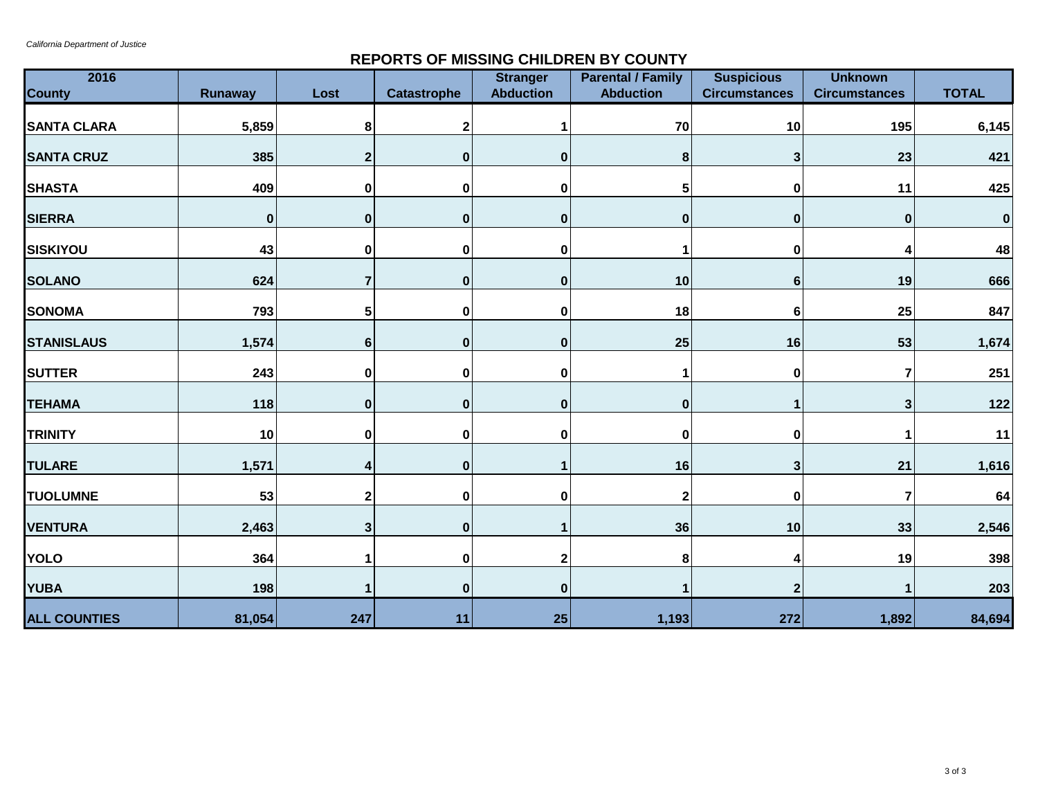*California Department of Justice*

## REPORTS OF MISSING CHILDREN BY COUNTY

| 2016 County | Runaway | Lost | Catastrophe | Stranger Abduction | Parental / Family Abduction | Suspicious Circumstances | Unknown Circumstances | TOTAL |
|---|---|---|---|---|---|---|---|---|
| **SANTA CLARA** | **5,859** | **8** | **2** | **1** | **70** | **10** | **195** | **6,145** |
| **SANTA CRUZ** | **385** | **2** | **0** | **0** | **8** | **3** | **23** | **421** |
| **SHASTA** | **409** | **0** | **0** | **0** | **5** | **0** | **11** | **425** |
| **SIERRA** | **0** | **0** | **0** | **0** | **0** | **0** | **0** | **0** |
| **SISKIYOU** | **43** | **0** | **0** | **0** | **1** | **0** | **4** | **48** |
| **SOLANO** | **624** | **7** | **0** | **0** | **10** | **6** | **19** | **666** |
| **SONOMA** | **793** | **5** | **0** | **0** | **18** | **6** | **25** | **847** |
| **STANISLAUS** | **1,574** | **6** | **0** | **0** | **25** | **16** | **53** | **1,674** |
| **SUTTER** | **243** | **0** | **0** | **0** | **1** | **0** | **7** | **251** |
| **TEHAMA** | **118** | **0** | **0** | **0** | **0** | **1** | **3** | **122** |
| **TRINITY** | **10** | **0** | **0** | **0** | **0** | **0** | **1** | **11** |
| **TULARE** | **1,571** | **4** | **0** | **1** | **16** | **3** | **21** | **1,616** |
| **TUOLUMNE** | **53** | **2** | **0** | **0** | **2** | **0** | **7** | **64** |
| **VENTURA** | **2,463** | **3** | **0** | **1** | **36** | **10** | **33** | **2,546** |
| **YOLO** | **364** | **1** | **0** | **2** | **8** | **4** | **19** | **398** |
| **YUBA** | **198** | **1** | **0** | **0** | **1** | **2** | **1** | **203** |
| **ALL COUNTIES** | **81,054** | **247** | **11** | **25** | **1,193** | **272** | **1,892** | **84,694** |